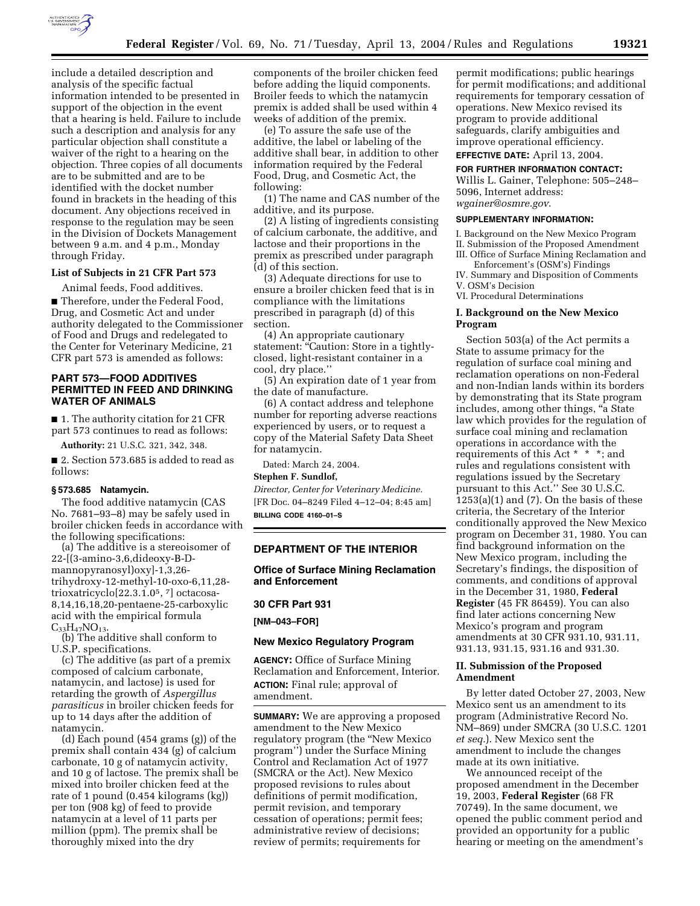include a detailed description and analysis of the specific factual information intended to be presented in support of the objection in the event that a hearing is held. Failure to include such a description and analysis for any particular objection shall constitute a waiver of the right to a hearing on the objection. Three copies of all documents are to be submitted and are to be identified with the docket number found in brackets in the heading of this document. Any objections received in response to the regulation may be seen in the Division of Dockets Management between 9 a.m. and 4 p.m., Monday through Friday.

### List of Subjects in 21 CFR Part 573

Animal feeds, Food additives.

■ Therefore, under the Federal Food, Drug, and Cosmetic Act and under authority delegated to the Commissioner of Food and Drugs and redelegated to the Center for Veterinary Medicine, 21 CFR part 573 is amended as follows:

## PART 573—FOOD ADDITIVES PERMITTED IN FEED AND DRINKING WATER OF ANIMALS

■ 1. The authority citation for 21 CFR part 573 continues to read as follows:

**Authority:** 21 U.S.C. 321, 342, 348.

■ 2. Section 573.685 is added to read as follows:

### § 573.685 Natamycin.

The food additive natamycin (CAS No. 7681–93–8) may be safely used in broiler chicken feeds in accordance with the following specifications:

(a) The additive is a stereoisomer of 22-[(3-amino-3,6,dideoxy-B-D-mannopyranosyl)oxy]-1,3,26-trihydroxy-12-methyl-10-oxo-6,11,28-trioxatricyclo[22.3.1.0$^{5,7}$] octacosa-8,14,16,18,20-pentaene-25-carboxylic acid with the empirical formula $C_{33}H_{47}NO_{13}$.

(b) The additive shall conform to U.S.P. specifications.

(c) The additive (as part of a premix composed of calcium carbonate, natamycin, and lactose) is used for retarding the growth of *Aspergillus parasiticus* in broiler chicken feeds for up to 14 days after the addition of natamycin.

(d) Each pound (454 grams (g)) of the premix shall contain 434 (g) of calcium carbonate, 10 g of natamycin activity, and 10 g of lactose. The premix shall be mixed into broiler chicken feed at the rate of 1 pound (0.454 kilograms (kg)) per ton (908 kg) of feed to provide natamycin at a level of 11 parts per million (ppm). The premix shall be thoroughly mixed into the dry components of the broiler chicken feed before adding the liquid components. Broiler feeds to which the natamycin premix is added shall be used within 4 weeks of addition of the premix.

(e) To assure the safe use of the additive, the label or labeling of the additive shall bear, in addition to other information required by the Federal Food, Drug, and Cosmetic Act, the following:

(1) The name and CAS number of the additive, and its purpose.

(2) A listing of ingredients consisting of calcium carbonate, the additive, and lactose and their proportions in the premix as prescribed under paragraph (d) of this section.

(3) Adequate directions for use to ensure a broiler chicken feed that is in compliance with the limitations prescribed in paragraph (d) of this section.

(4) An appropriate cautionary statement: "Caution: Store in a tightly-closed, light-resistant container in a cool, dry place.''

(5) An expiration date of 1 year from the date of manufacture.

(6) A contact address and telephone number for reporting adverse reactions experienced by users, or to request a copy of the Material Safety Data Sheet for natamycin.

Dated: March 24, 2004.

**Stephen F. Sundlof,**

*Director, Center for Veterinary Medicine.*

[FR Doc. 04–8249 Filed 4–12–04; 8:45 am]

**BILLING CODE 4160–01–S**

---

## DEPARTMENT OF THE INTERIOR

### Office of Surface Mining Reclamation and Enforcement

### 30 CFR Part 931

**[NM–043–FOR]**

### New Mexico Regulatory Program

**AGENCY:** Office of Surface Mining Reclamation and Enforcement, Interior.

**ACTION:** Final rule; approval of amendment.

**SUMMARY:** We are approving a proposed amendment to the New Mexico regulatory program (the "New Mexico program'') under the Surface Mining Control and Reclamation Act of 1977 (SMCRA or the Act). New Mexico proposed revisions to rules about definitions of permit modification, permit revision, and temporary cessation of operations; permit fees; administrative review of decisions; review of permits; requirements for permit modifications; public hearings for permit modifications; and additional requirements for temporary cessation of operations. New Mexico revised its program to provide additional safeguards, clarify ambiguities and improve operational efficiency.

**EFFECTIVE DATE:** April 13, 2004.

**FOR FURTHER INFORMATION CONTACT:** Willis L. Gainer, Telephone: 505–248–5096, Internet address: *wgainer@osmre.gov*.

**SUPPLEMENTARY INFORMATION:**

I. Background on the New Mexico Program
II. Submission of the Proposed Amendment
III. Office of Surface Mining Reclamation and Enforcement's (OSM's) Findings
IV. Summary and Disposition of Comments
V. OSM's Decision
VI. Procedural Determinations

### I. Background on the New Mexico Program

Section 503(a) of the Act permits a State to assume primacy for the regulation of surface coal mining and reclamation operations on non-Federal and non-Indian lands within its borders by demonstrating that its State program includes, among other things, "a State law which provides for the regulation of surface coal mining and reclamation operations in accordance with the requirements of this Act * * *; and rules and regulations consistent with regulations issued by the Secretary pursuant to this Act.'' See 30 U.S.C. 1253(a)(1) and (7). On the basis of these criteria, the Secretary of the Interior conditionally approved the New Mexico program on December 31, 1980. You can find background information on the New Mexico program, including the Secretary's findings, the disposition of comments, and conditions of approval in the December 31, 1980, **Federal Register** (45 FR 86459). You can also find later actions concerning New Mexico's program and program amendments at 30 CFR 931.10, 931.11, 931.13, 931.15, 931.16 and 931.30.

### II. Submission of the Proposed Amendment

By letter dated October 27, 2003, New Mexico sent us an amendment to its program (Administrative Record No. NM–869) under SMCRA (30 U.S.C. 1201 *et seq.*). New Mexico sent the amendment to include the changes made at its own initiative.

We announced receipt of the proposed amendment in the December 19, 2003, **Federal Register** (68 FR 70749). In the same document, we opened the public comment period and provided an opportunity for a public hearing or meeting on the amendment's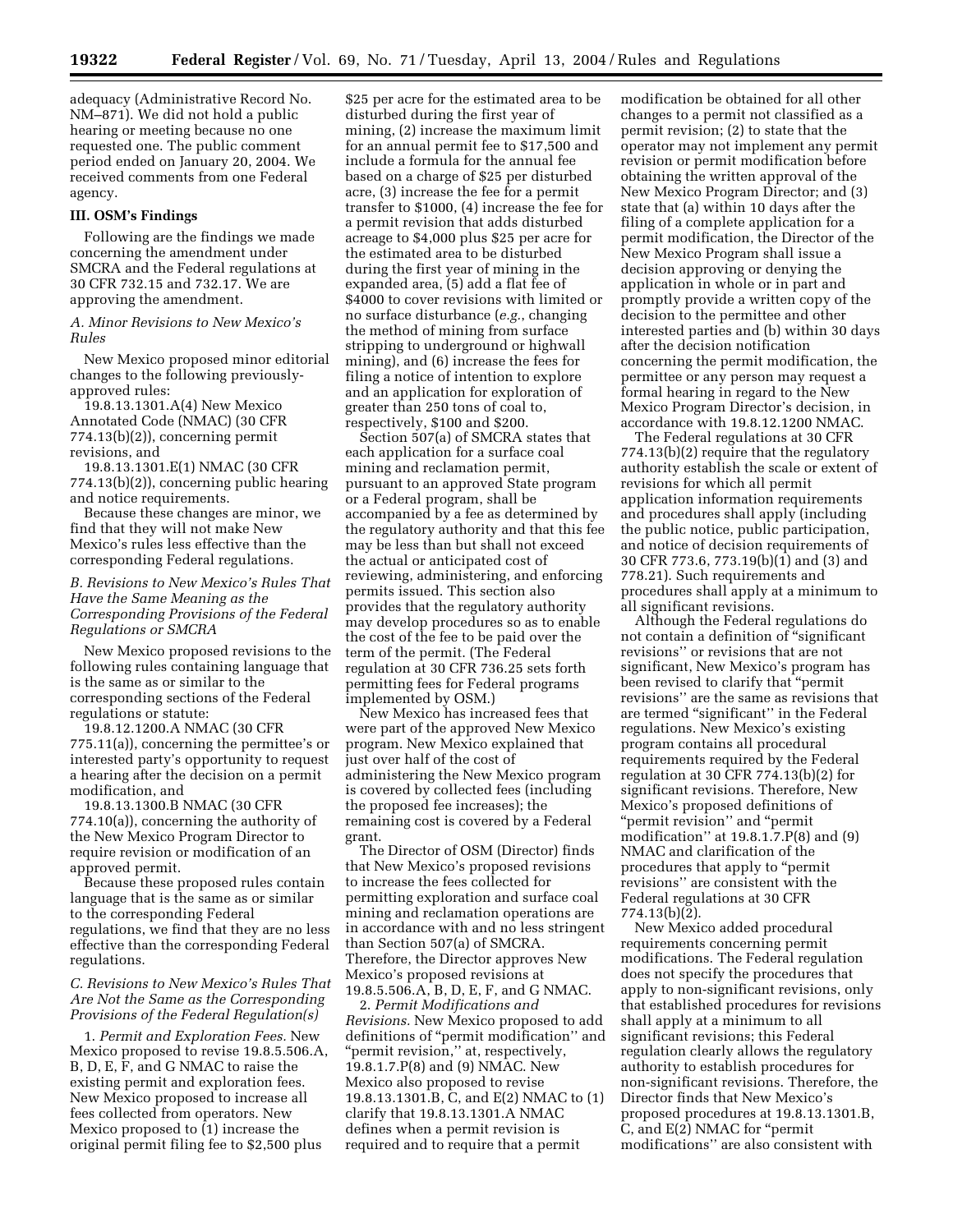adequacy (Administrative Record No. NM–871). We did not hold a public hearing or meeting because no one requested one. The public comment period ended on January 20, 2004. We received comments from one Federal agency.

## III. OSM's Findings

Following are the findings we made concerning the amendment under SMCRA and the Federal regulations at 30 CFR 732.15 and 732.17. We are approving the amendment.

### *A. Minor Revisions to New Mexico's Rules*

New Mexico proposed minor editorial changes to the following previously-approved rules:

19.8.13.1301.A(4) New Mexico Annotated Code (NMAC) (30 CFR 774.13(b)(2)), concerning permit revisions, and

19.8.13.1301.E(1) NMAC (30 CFR 774.13(b)(2)), concerning public hearing and notice requirements.

Because these changes are minor, we find that they will not make New Mexico's rules less effective than the corresponding Federal regulations.

### *B. Revisions to New Mexico's Rules That Have the Same Meaning as the Corresponding Provisions of the Federal Regulations or SMCRA*

New Mexico proposed revisions to the following rules containing language that is the same as or similar to the corresponding sections of the Federal regulations or statute:

19.8.12.1200.A NMAC (30 CFR 775.11(a)), concerning the permittee's or interested party's opportunity to request a hearing after the decision on a permit modification, and

19.8.13.1300.B NMAC (30 CFR 774.10(a)), concerning the authority of the New Mexico Program Director to require revision or modification of an approved permit.

Because these proposed rules contain language that is the same as or similar to the corresponding Federal regulations, we find that they are no less effective than the corresponding Federal regulations.

### *C. Revisions to New Mexico's Rules That Are Not the Same as the Corresponding Provisions of the Federal Regulation(s)*

1. *Permit and Exploration Fees.* New Mexico proposed to revise 19.8.5.506.A, B, D, E, F, and G NMAC to raise the existing permit and exploration fees. New Mexico proposed to increase all fees collected from operators. New Mexico proposed to (1) increase the original permit filing fee to $2,500 plus $25 per acre for the estimated area to be disturbed during the first year of mining, (2) increase the maximum limit for an annual permit fee to $17,500 and include a formula for the annual fee based on a charge of $25 per disturbed acre, (3) increase the fee for a permit transfer to $1000, (4) increase the fee for a permit revision that adds disturbed acreage to $4,000 plus $25 per acre for the estimated area to be disturbed during the first year of mining in the expanded area, (5) add a flat fee of $4000 to cover revisions with limited or no surface disturbance (*e.g.*, changing the method of mining from surface stripping to underground or highwall mining), and (6) increase the fees for filing a notice of intention to explore and an application for exploration of greater than 250 tons of coal to, respectively, $100 and $200.

Section 507(a) of SMCRA states that each application for a surface coal mining and reclamation permit, pursuant to an approved State program or a Federal program, shall be accompanied by a fee as determined by the regulatory authority and that this fee may be less than but shall not exceed the actual or anticipated cost of reviewing, administering, and enforcing permits issued. This section also provides that the regulatory authority may develop procedures so as to enable the cost of the fee to be paid over the term of the permit. (The Federal regulation at 30 CFR 736.25 sets forth permitting fees for Federal programs implemented by OSM.)

New Mexico has increased fees that were part of the approved New Mexico program. New Mexico explained that just over half of the cost of administering the New Mexico program is covered by collected fees (including the proposed fee increases); the remaining cost is covered by a Federal grant.

The Director of OSM (Director) finds that New Mexico's proposed revisions to increase the fees collected for permitting exploration and surface coal mining and reclamation operations are in accordance with and no less stringent than Section 507(a) of SMCRA. Therefore, the Director approves New Mexico's proposed revisions at 19.8.5.506.A, B, D, E, F, and G NMAC.

2. *Permit Modifications and Revisions.* New Mexico proposed to add definitions of "permit modification" and "permit revision," at, respectively, 19.8.1.7.P(8) and (9) NMAC. New Mexico also proposed to revise 19.8.13.1301.B, C, and E(2) NMAC to (1) clarify that 19.8.13.1301.A NMAC defines when a permit revision is required and to require that a permit modification be obtained for all other changes to a permit not classified as a permit revision; (2) to state that the operator may not implement any permit revision or permit modification before obtaining the written approval of the New Mexico Program Director; and (3) state that (a) within 10 days after the filing of a complete application for a permit modification, the Director of the New Mexico Program shall issue a decision approving or denying the application in whole or in part and promptly provide a written copy of the decision to the permittee and other interested parties and (b) within 30 days after the decision notification concerning the permit modification, the permittee or any person may request a formal hearing in regard to the New Mexico Program Director's decision, in accordance with 19.8.12.1200 NMAC.

The Federal regulations at 30 CFR 774.13(b)(2) require that the regulatory authority establish the scale or extent of revisions for which all permit application information requirements and procedures shall apply (including the public notice, public participation, and notice of decision requirements of 30 CFR 773.6, 773.19(b)(1) and (3) and 778.21). Such requirements and procedures shall apply at a minimum to all significant revisions.

Although the Federal regulations do not contain a definition of "significant revisions" or revisions that are not significant, New Mexico's program has been revised to clarify that "permit revisions" are the same as revisions that are termed "significant" in the Federal regulations. New Mexico's existing program contains all procedural requirements required by the Federal regulation at 30 CFR 774.13(b)(2) for significant revisions. Therefore, New Mexico's proposed definitions of "permit revision" and "permit modification" at 19.8.1.7.P(8) and (9) NMAC and clarification of the procedures that apply to "permit revisions" are consistent with the Federal regulations at 30 CFR 774.13(b)(2).

New Mexico added procedural requirements concerning permit modifications. The Federal regulation does not specify the procedures that apply to non-significant revisions, only that established procedures for revisions shall apply at a minimum to all significant revisions; this Federal regulation clearly allows the regulatory authority to establish procedures for non-significant revisions. Therefore, the Director finds that New Mexico's proposed procedures at 19.8.13.1301.B, C, and E(2) NMAC for "permit modifications" are also consistent with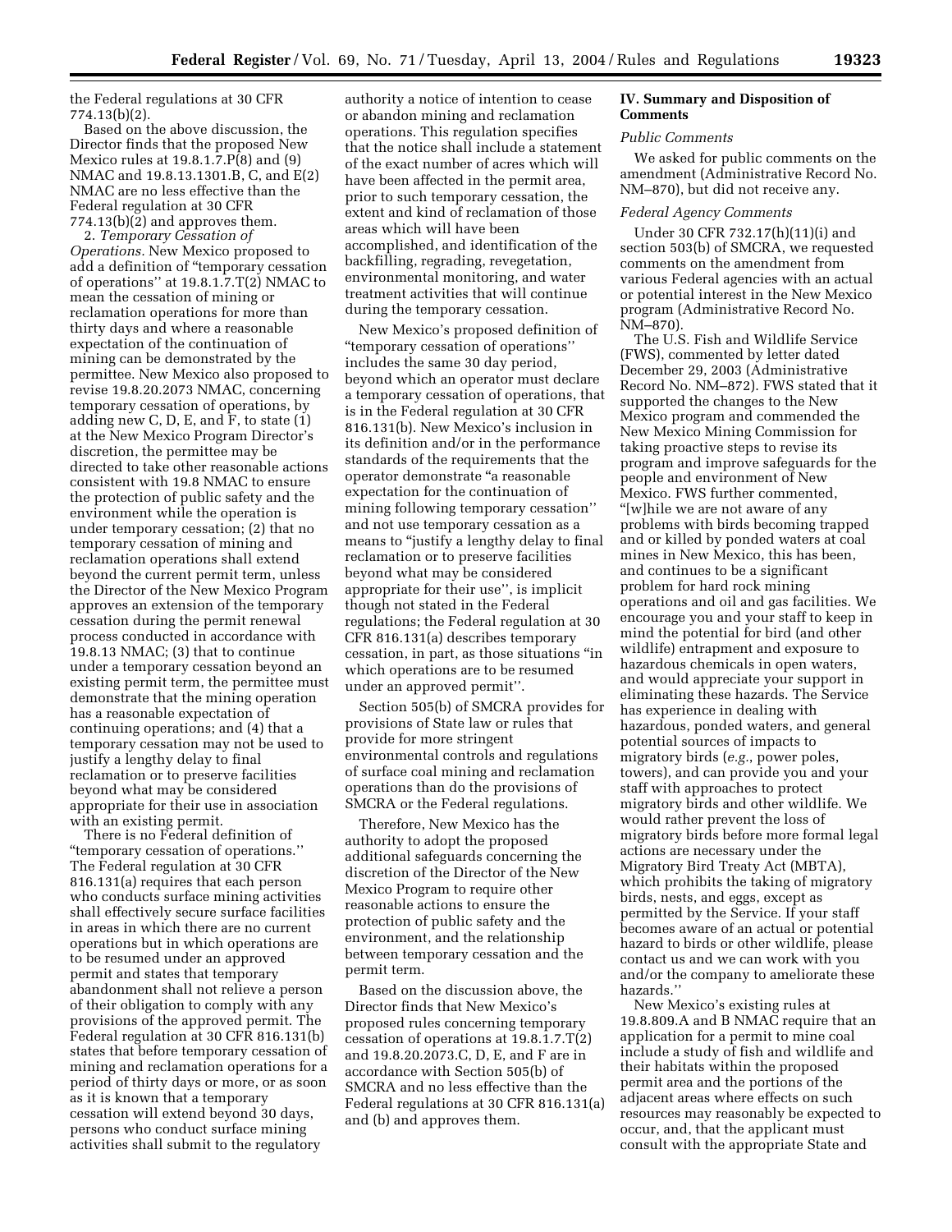the Federal regulations at 30 CFR 774.13(b)(2).

Based on the above discussion, the Director finds that the proposed New Mexico rules at 19.8.1.7.P(8) and (9) NMAC and 19.8.13.1301.B, C, and E(2) NMAC are no less effective than the Federal regulation at 30 CFR 774.13(b)(2) and approves them.

2. *Temporary Cessation of Operations.* New Mexico proposed to add a definition of "temporary cessation of operations'' at 19.8.1.7.T(2) NMAC to mean the cessation of mining or reclamation operations for more than thirty days and where a reasonable expectation of the continuation of mining can be demonstrated by the permittee. New Mexico also proposed to revise 19.8.20.2073 NMAC, concerning temporary cessation of operations, by adding new C, D, E, and F, to state (1) at the New Mexico Program Director's discretion, the permittee may be directed to take other reasonable actions consistent with 19.8 NMAC to ensure the protection of public safety and the environment while the operation is under temporary cessation; (2) that no temporary cessation of mining and reclamation operations shall extend beyond the current permit term, unless the Director of the New Mexico Program approves an extension of the temporary cessation during the permit renewal process conducted in accordance with 19.8.13 NMAC; (3) that to continue under a temporary cessation beyond an existing permit term, the permittee must demonstrate that the mining operation has a reasonable expectation of continuing operations; and (4) that a temporary cessation may not be used to justify a lengthy delay to final reclamation or to preserve facilities beyond what may be considered appropriate for their use in association with an existing permit.

There is no Federal definition of "temporary cessation of operations.'' The Federal regulation at 30 CFR 816.131(a) requires that each person who conducts surface mining activities shall effectively secure surface facilities in areas in which there are no current operations but in which operations are to be resumed under an approved permit and states that temporary abandonment shall not relieve a person of their obligation to comply with any provisions of the approved permit. The Federal regulation at 30 CFR 816.131(b) states that before temporary cessation of mining and reclamation operations for a period of thirty days or more, or as soon as it is known that a temporary cessation will extend beyond 30 days, persons who conduct surface mining activities shall submit to the regulatory authority a notice of intention to cease or abandon mining and reclamation operations. This regulation specifies that the notice shall include a statement of the exact number of acres which will have been affected in the permit area, prior to such temporary cessation, the extent and kind of reclamation of those areas which will have been accomplished, and identification of the backfilling, regrading, revegetation, environmental monitoring, and water treatment activities that will continue during the temporary cessation.

New Mexico's proposed definition of "temporary cessation of operations'' includes the same 30 day period, beyond which an operator must declare a temporary cessation of operations, that is in the Federal regulation at 30 CFR 816.131(b). New Mexico's inclusion in its definition and/or in the performance standards of the requirements that the operator demonstrate "a reasonable expectation for the continuation of mining following temporary cessation'' and not use temporary cessation as a means to "justify a lengthy delay to final reclamation or to preserve facilities beyond what may be considered appropriate for their use'', is implicit though not stated in the Federal regulations; the Federal regulation at 30 CFR 816.131(a) describes temporary cessation, in part, as those situations "in which operations are to be resumed under an approved permit''.

Section 505(b) of SMCRA provides for provisions of State law or rules that provide for more stringent environmental controls and regulations of surface coal mining and reclamation operations than do the provisions of SMCRA or the Federal regulations.

Therefore, New Mexico has the authority to adopt the proposed additional safeguards concerning the discretion of the Director of the New Mexico Program to require other reasonable actions to ensure the protection of public safety and the environment, and the relationship between temporary cessation and the permit term.

Based on the discussion above, the Director finds that New Mexico's proposed rules concerning temporary cessation of operations at 19.8.1.7.T(2) and 19.8.20.2073.C, D, E, and F are in accordance with Section 505(b) of SMCRA and no less effective than the Federal regulations at 30 CFR 816.131(a) and (b) and approves them.

## IV. Summary and Disposition of Comments

### *Public Comments*

We asked for public comments on the amendment (Administrative Record No. NM–870), but did not receive any.

### *Federal Agency Comments*

Under 30 CFR 732.17(h)(11)(i) and section 503(b) of SMCRA, we requested comments on the amendment from various Federal agencies with an actual or potential interest in the New Mexico program (Administrative Record No. NM–870).

The U.S. Fish and Wildlife Service (FWS), commented by letter dated December 29, 2003 (Administrative Record No. NM–872). FWS stated that it supported the changes to the New Mexico program and commended the New Mexico Mining Commission for taking proactive steps to revise its program and improve safeguards for the people and environment of New Mexico. FWS further commented, "[w]hile we are not aware of any problems with birds becoming trapped and or killed by ponded waters at coal mines in New Mexico, this has been, and continues to be a significant problem for hard rock mining operations and oil and gas facilities. We encourage you and your staff to keep in mind the potential for bird (and other wildlife) entrapment and exposure to hazardous chemicals in open waters, and would appreciate your support in eliminating these hazards. The Service has experience in dealing with hazardous, ponded waters, and general potential sources of impacts to migratory birds (*e.g.*, power poles, towers), and can provide you and your staff with approaches to protect migratory birds and other wildlife. We would rather prevent the loss of migratory birds before more formal legal actions are necessary under the Migratory Bird Treaty Act (MBTA), which prohibits the taking of migratory birds, nests, and eggs, except as permitted by the Service. If your staff becomes aware of an actual or potential hazard to birds or other wildlife, please contact us and we can work with you and/or the company to ameliorate these hazards.''

New Mexico's existing rules at 19.8.809.A and B NMAC require that an application for a permit to mine coal include a study of fish and wildlife and their habitats within the proposed permit area and the portions of the adjacent areas where effects on such resources may reasonably be expected to occur, and, that the applicant must consult with the appropriate State and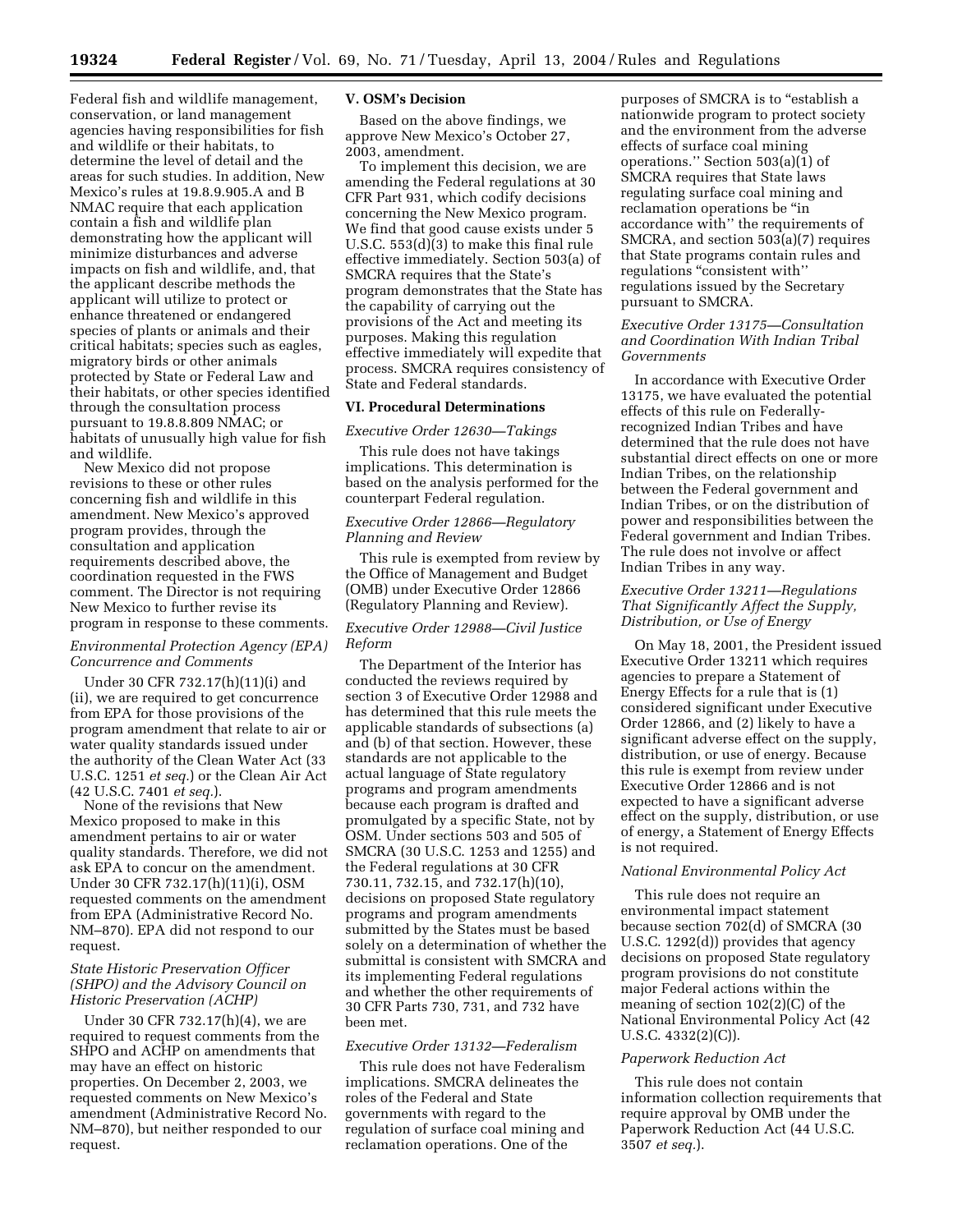Federal fish and wildlife management, conservation, or land management agencies having responsibilities for fish and wildlife or their habitats, to determine the level of detail and the areas for such studies. In addition, New Mexico's rules at 19.8.9.905.A and B NMAC require that each application contain a fish and wildlife plan demonstrating how the applicant will minimize disturbances and adverse impacts on fish and wildlife, and, that the applicant describe methods the applicant will utilize to protect or enhance threatened or endangered species of plants or animals and their critical habitats; species such as eagles, migratory birds or other animals protected by State or Federal Law and their habitats, or other species identified through the consultation process pursuant to 19.8.8.809 NMAC; or habitats of unusually high value for fish and wildlife.

New Mexico did not propose revisions to these or other rules concerning fish and wildlife in this amendment. New Mexico's approved program provides, through the consultation and application requirements described above, the coordination requested in the FWS comment. The Director is not requiring New Mexico to further revise its program in response to these comments.

*Environmental Protection Agency (EPA) Concurrence and Comments*

Under 30 CFR 732.17(h)(11)(i) and (ii), we are required to get concurrence from EPA for those provisions of the program amendment that relate to air or water quality standards issued under the authority of the Clean Water Act (33 U.S.C. 1251 *et seq.*) or the Clean Air Act (42 U.S.C. 7401 *et seq.*).

None of the revisions that New Mexico proposed to make in this amendment pertains to air or water quality standards. Therefore, we did not ask EPA to concur on the amendment. Under 30 CFR 732.17(h)(11)(i), OSM requested comments on the amendment from EPA (Administrative Record No. NM–870). EPA did not respond to our request.

*State Historic Preservation Officer (SHPO) and the Advisory Council on Historic Preservation (ACHP)*

Under 30 CFR 732.17(h)(4), we are required to request comments from the SHPO and ACHP on amendments that may have an effect on historic properties. On December 2, 2003, we requested comments on New Mexico's amendment (Administrative Record No. NM–870), but neither responded to our request.

## V. OSM's Decision

Based on the above findings, we approve New Mexico's October 27, 2003, amendment.

To implement this decision, we are amending the Federal regulations at 30 CFR Part 931, which codify decisions concerning the New Mexico program. We find that good cause exists under 5 U.S.C. 553(d)(3) to make this final rule effective immediately. Section 503(a) of SMCRA requires that the State's program demonstrates that the State has the capability of carrying out the provisions of the Act and meeting its purposes. Making this regulation effective immediately will expedite that process. SMCRA requires consistency of State and Federal standards.

## VI. Procedural Determinations

*Executive Order 12630—Takings*

This rule does not have takings implications. This determination is based on the analysis performed for the counterpart Federal regulation.

*Executive Order 12866—Regulatory Planning and Review*

This rule is exempted from review by the Office of Management and Budget (OMB) under Executive Order 12866 (Regulatory Planning and Review).

*Executive Order 12988—Civil Justice Reform*

The Department of the Interior has conducted the reviews required by section 3 of Executive Order 12988 and has determined that this rule meets the applicable standards of subsections (a) and (b) of that section. However, these standards are not applicable to the actual language of State regulatory programs and program amendments because each program is drafted and promulgated by a specific State, not by OSM. Under sections 503 and 505 of SMCRA (30 U.S.C. 1253 and 1255) and the Federal regulations at 30 CFR 730.11, 732.15, and 732.17(h)(10), decisions on proposed State regulatory programs and program amendments submitted by the States must be based solely on a determination of whether the submittal is consistent with SMCRA and its implementing Federal regulations and whether the other requirements of 30 CFR Parts 730, 731, and 732 have been met.

*Executive Order 13132—Federalism*

This rule does not have Federalism implications. SMCRA delineates the roles of the Federal and State governments with regard to the regulation of surface coal mining and reclamation operations. One of the purposes of SMCRA is to "establish a nationwide program to protect society and the environment from the adverse effects of surface coal mining operations.'' Section 503(a)(1) of SMCRA requires that State laws regulating surface coal mining and reclamation operations be "in accordance with'' the requirements of SMCRA, and section 503(a)(7) requires that State programs contain rules and regulations "consistent with'' regulations issued by the Secretary pursuant to SMCRA.

*Executive Order 13175—Consultation and Coordination With Indian Tribal Governments*

In accordance with Executive Order 13175, we have evaluated the potential effects of this rule on Federally-recognized Indian Tribes and have determined that the rule does not have substantial direct effects on one or more Indian Tribes, on the relationship between the Federal government and Indian Tribes, or on the distribution of power and responsibilities between the Federal government and Indian Tribes. The rule does not involve or affect Indian Tribes in any way.

*Executive Order 13211—Regulations That Significantly Affect the Supply, Distribution, or Use of Energy*

On May 18, 2001, the President issued Executive Order 13211 which requires agencies to prepare a Statement of Energy Effects for a rule that is (1) considered significant under Executive Order 12866, and (2) likely to have a significant adverse effect on the supply, distribution, or use of energy. Because this rule is exempt from review under Executive Order 12866 and is not expected to have a significant adverse effect on the supply, distribution, or use of energy, a Statement of Energy Effects is not required.

*National Environmental Policy Act*

This rule does not require an environmental impact statement because section 702(d) of SMCRA (30 U.S.C. 1292(d)) provides that agency decisions on proposed State regulatory program provisions do not constitute major Federal actions within the meaning of section 102(2)(C) of the National Environmental Policy Act (42 U.S.C. 4332(2)(C)).

*Paperwork Reduction Act*

This rule does not contain information collection requirements that require approval by OMB under the Paperwork Reduction Act (44 U.S.C. 3507 *et seq.*).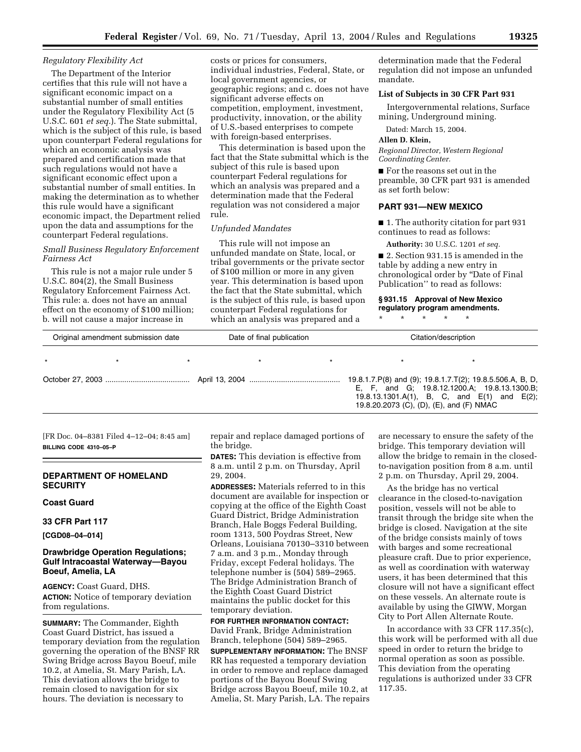*Regulatory Flexibility Act*

The Department of the Interior certifies that this rule will not have a significant economic impact on a substantial number of small entities under the Regulatory Flexibility Act (5 U.S.C. 601 *et seq.*). The State submittal, which is the subject of this rule, is based upon counterpart Federal regulations for which an economic analysis was prepared and certification made that such regulations would not have a significant economic effect upon a substantial number of small entities. In making the determination as to whether this rule would have a significant economic impact, the Department relied upon the data and assumptions for the counterpart Federal regulations.

*Small Business Regulatory Enforcement Fairness Act*

This rule is not a major rule under 5 U.S.C. 804(2), the Small Business Regulatory Enforcement Fairness Act. This rule: a. does not have an annual effect on the economy of $100 million; b. will not cause a major increase in costs or prices for consumers, individual industries, Federal, State, or local government agencies, or geographic regions; and c. does not have significant adverse effects on competition, employment, investment, productivity, innovation, or the ability of U.S.-based enterprises to compete with foreign-based enterprises.

This determination is based upon the fact that the State submittal which is the subject of this rule is based upon counterpart Federal regulations for which an analysis was prepared and a determination made that the Federal regulation was not considered a major rule.

*Unfunded Mandates*

This rule will not impose an unfunded mandate on State, local, or tribal governments or the private sector of $100 million or more in any given year. This determination is based upon the fact that the State submittal, which is the subject of this rule, is based upon counterpart Federal regulations for which an analysis was prepared and a determination made that the Federal regulation did not impose an unfunded mandate.

**List of Subjects in 30 CFR Part 931**

Intergovernmental relations, Surface mining, Underground mining.

Dated: March 15, 2004.

**Allen D. Klein,**

*Regional Director, Western Regional Coordinating Center.*

■ For the reasons set out in the preamble, 30 CFR part 931 is amended as set forth below:

## PART 931—NEW MEXICO

■ 1. The authority citation for part 931 continues to read as follows:

**Authority:** 30 U.S.C. 1201 *et seq.*

■ 2. Section 931.15 is amended in the table by adding a new entry in chronological order by "Date of Final Publication'' to read as follows:

**§ 931.15 Approval of New Mexico regulatory program amendments.**

\* \* \* \* \*

| Original amendment submission date | Date of final publication | Citation/description |
|---|---|---|
| \* \* \* | \* \* | \* \* |
| October 27, 2003 ....................................... | April 13, 2004 .......................................... | 19.8.1.7.P(8) and (9); 19.8.1.7.T(2); 19.8.5.506.A, B, D, E, F, and G; 19.8.12.1200.A; 19.8.13.1300.B; 19.8.13.1301.A(1), B, C, and E(1) and E(2); 19.8.20.2073 (C), (D), (E), and (F) NMAC |

[FR Doc. 04–8381 Filed 4–12–04; 8:45 am]

**BILLING CODE 4310–05–P**

## DEPARTMENT OF HOMELAND SECURITY

### Coast Guard

### 33 CFR Part 117

**[CGD08–04–014]**

### Drawbridge Operation Regulations; Gulf Intracoastal Waterway—Bayou Boeuf, Amelia, LA

**AGENCY:** Coast Guard, DHS.

**ACTION:** Notice of temporary deviation from regulations.

**SUMMARY:** The Commander, Eighth Coast Guard District, has issued a temporary deviation from the regulation governing the operation of the BNSF RR Swing Bridge across Bayou Boeuf, mile 10.2, at Amelia, St. Mary Parish, LA. This deviation allows the bridge to remain closed to navigation for six hours. The deviation is necessary to repair and replace damaged portions of the bridge.

**DATES:** This deviation is effective from 8 a.m. until 2 p.m. on Thursday, April 29, 2004.

**ADDRESSES:** Materials referred to in this document are available for inspection or copying at the office of the Eighth Coast Guard District, Bridge Administration Branch, Hale Boggs Federal Building, room 1313, 500 Poydras Street, New Orleans, Louisiana 70130–3310 between 7 a.m. and 3 p.m., Monday through Friday, except Federal holidays. The telephone number is (504) 589–2965. The Bridge Administration Branch of the Eighth Coast Guard District maintains the public docket for this temporary deviation.

**FOR FURTHER INFORMATION CONTACT:** David Frank, Bridge Administration Branch, telephone (504) 589–2965.

**SUPPLEMENTARY INFORMATION:** The BNSF RR has requested a temporary deviation in order to remove and replace damaged portions of the Bayou Boeuf Swing Bridge across Bayou Boeuf, mile 10.2, at Amelia, St. Mary Parish, LA. The repairs are necessary to ensure the safety of the bridge. This temporary deviation will allow the bridge to remain in the closed-to-navigation position from 8 a.m. until 2 p.m. on Thursday, April 29, 2004.

As the bridge has no vertical clearance in the closed-to-navigation position, vessels will not be able to transit through the bridge site when the bridge is closed. Navigation at the site of the bridge consists mainly of tows with barges and some recreational pleasure craft. Due to prior experience, as well as coordination with waterway users, it has been determined that this closure will not have a significant effect on these vessels. An alternate route is available by using the GIWW, Morgan City to Port Allen Alternate Route.

In accordance with 33 CFR 117.35(c), this work will be performed with all due speed in order to return the bridge to normal operation as soon as possible. This deviation from the operating regulations is authorized under 33 CFR 117.35.